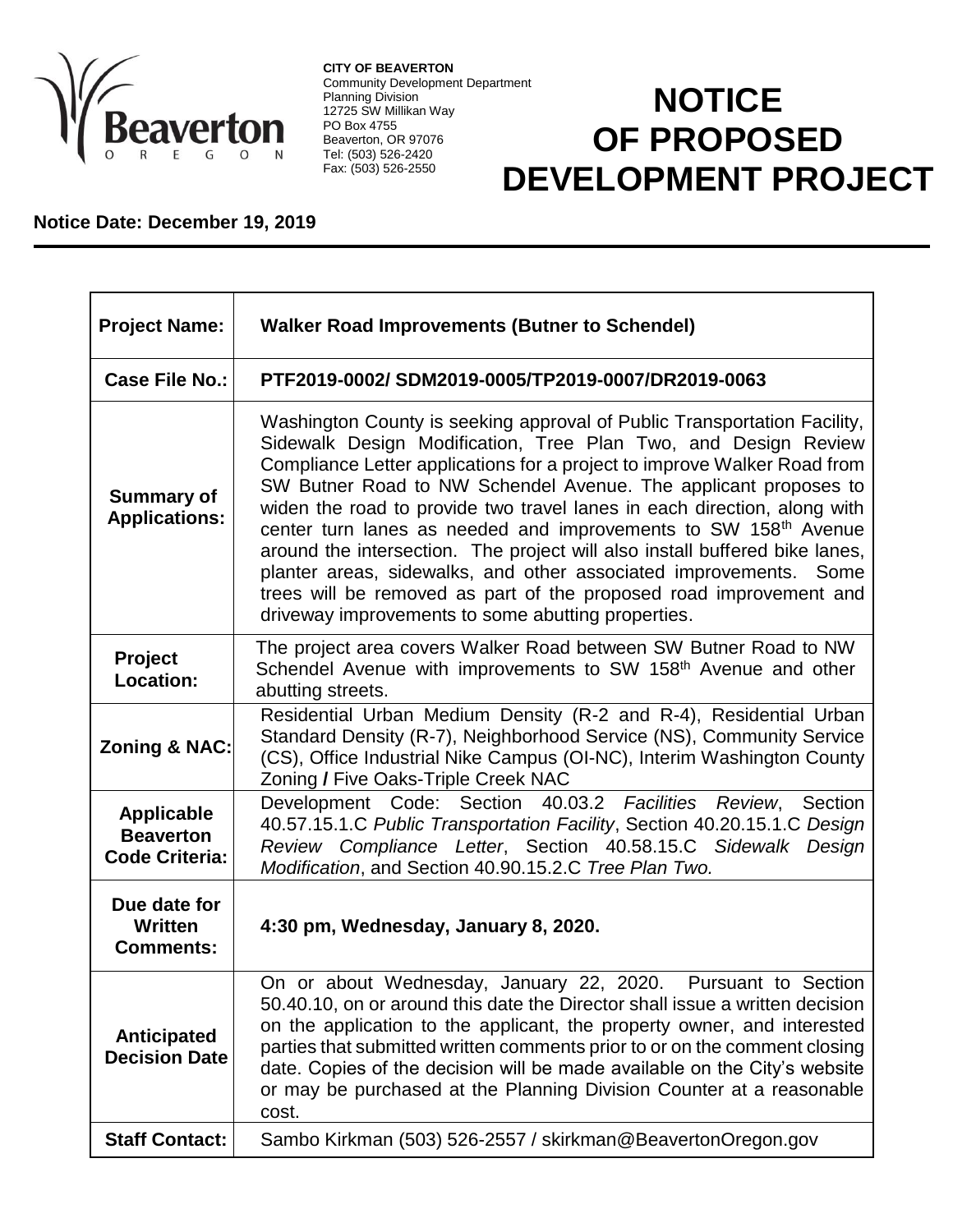**CITY OF BEAVERTON**
Community Development Department
Planning Division
12725 SW Millikan Way
PO Box 4755
Beaverton, OR 97076
Tel: (503) 526-2420
Fax: (503) 526-2550

# NOTICE OF PROPOSED DEVELOPMENT PROJECT

**Notice Date: December 19, 2019**

| | |
|---|---|
| **Project Name:** | **Walker Road Improvements (Butner to Schendel)** |
| **Case File No.:** | **PTF2019-0002/ SDM2019-0005/TP2019-0007/DR2019-0063** |
| **Summary of Applications:** | Washington County is seeking approval of Public Transportation Facility, Sidewalk Design Modification, Tree Plan Two, and Design Review Compliance Letter applications for a project to improve Walker Road from SW Butner Road to NW Schendel Avenue. The applicant proposes to widen the road to provide two travel lanes in each direction, along with center turn lanes as needed and improvements to SW 158th Avenue around the intersection. The project will also install buffered bike lanes, planter areas, sidewalks, and other associated improvements. Some trees will be removed as part of the proposed road improvement and driveway improvements to some abutting properties. |
| **Project Location:** | The project area covers Walker Road between SW Butner Road to NW Schendel Avenue with improvements to SW 158th Avenue and other abutting streets. |
| **Zoning & NAC:** | Residential Urban Medium Density (R-2 and R-4), Residential Urban Standard Density (R-7), Neighborhood Service (NS), Community Service (CS), Office Industrial Nike Campus (OI-NC), Interim Washington County Zoning **/** Five Oaks-Triple Creek NAC |
| **Applicable Beaverton Code Criteria:** | Development Code: Section 40.03.2 *Facilities Review*, Section 40.57.15.1.C *Public Transportation Facility*, Section 40.20.15.1.C *Design Review Compliance Letter*, Section 40.58.15.C *Sidewalk Design Modification*, and Section 40.90.15.2.C *Tree Plan Two.* |
| **Due date for Written Comments:** | **4:30 pm, Wednesday, January 8, 2020.** |
| **Anticipated Decision Date** | On or about Wednesday, January 22, 2020. Pursuant to Section 50.40.10, on or around this date the Director shall issue a written decision on the application to the applicant, the property owner, and interested parties that submitted written comments prior to or on the comment closing date. Copies of the decision will be made available on the City's website or may be purchased at the Planning Division Counter at a reasonable cost. |
| **Staff Contact:** | Sambo Kirkman (503) 526-2557 / skirkman@BeavertonOregon.gov |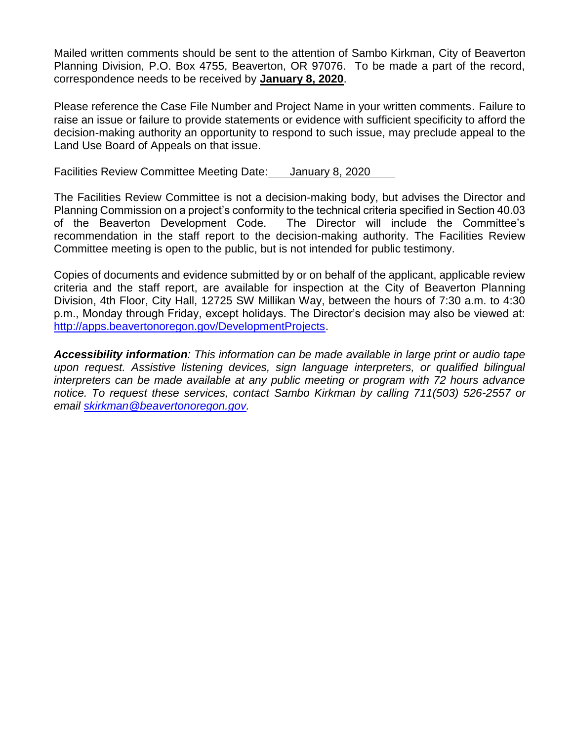Mailed written comments should be sent to the attention of Sambo Kirkman, City of Beaverton Planning Division, P.O. Box 4755, Beaverton, OR 97076. To be made a part of the record, correspondence needs to be received by **January 8, 2020**.

Please reference the Case File Number and Project Name in your written comments. Failure to raise an issue or failure to provide statements or evidence with sufficient specificity to afford the decision-making authority an opportunity to respond to such issue, may preclude appeal to the Land Use Board of Appeals on that issue.

Facilities Review Committee Meeting Date: January 8, 2020

The Facilities Review Committee is not a decision-making body, but advises the Director and Planning Commission on a project's conformity to the technical criteria specified in Section 40.03 of the Beaverton Development Code. The Director will include the Committee's recommendation in the staff report to the decision-making authority. The Facilities Review Committee meeting is open to the public, but is not intended for public testimony.

Copies of documents and evidence submitted by or on behalf of the applicant, applicable review criteria and the staff report, are available for inspection at the City of Beaverton Planning Division, 4th Floor, City Hall, 12725 SW Millikan Way, between the hours of 7:30 a.m. to 4:30 p.m., Monday through Friday, except holidays. The Director's decision may also be viewed at: http://apps.beavertonoregon.gov/DevelopmentProjects.

***Accessibility information****: This information can be made available in large print or audio tape upon request. Assistive listening devices, sign language interpreters, or qualified bilingual interpreters can be made available at any public meeting or program with 72 hours advance notice. To request these services, contact Sambo Kirkman by calling 711(503) 526-2557 or email skirkman@beavertonoregon.gov.*